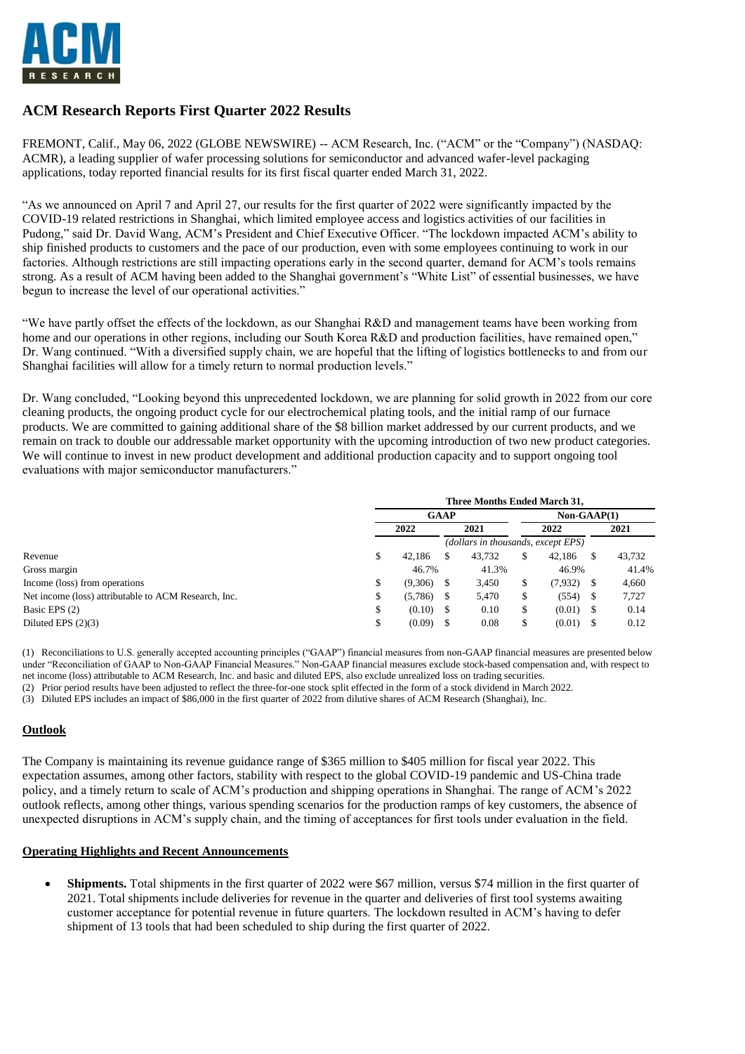# ACM Research Reports First Quarter 2022 Results

FREMONT, Calif., May 06, 2022 (GLOBE NEWSWIRE) -- ACM Research, Inc. ("ACM" or the "Company") (NASDAQ: ACMR), a leading supplier of wafer processing solutions for semiconductor and advanced wafer-level packaging applications, today reported financial results for its first fiscal quarter ended March 31, 2022.

"As we announced on April 7 and April 27, our results for the first quarter of 2022 were significantly impacted by the COVID-19 related restrictions in Shanghai, which limited employee access and logistics activities of our facilities in Pudong," said Dr. David Wang, ACM's President and Chief Executive Officer. "The lockdown impacted ACM's ability to ship finished products to customers and the pace of our production, even with some employees continuing to work in our factories. Although restrictions are still impacting operations early in the second quarter, demand for ACM's tools remains strong. As a result of ACM having been added to the Shanghai government's "White List" of essential businesses, we have begun to increase the level of our operational activities."

"We have partly offset the effects of the lockdown, as our Shanghai R&D and management teams have been working from home and our operations in other regions, including our South Korea R&D and production facilities, have remained open," Dr. Wang continued. "With a diversified supply chain, we are hopeful that the lifting of logistics bottlenecks to and from our Shanghai facilities will allow for a timely return to normal production levels."

Dr. Wang concluded, "Looking beyond this unprecedented lockdown, we are planning for solid growth in 2022 from our core cleaning products, the ongoing product cycle for our electrochemical plating tools, and the initial ramp of our furnace products. We are committed to gaining additional share of the $8 billion market addressed by our current products, and we remain on track to double our addressable market opportunity with the upcoming introduction of two new product categories. We will continue to invest in new product development and additional production capacity and to support ongoing tool evaluations with major semiconductor manufacturers."

| | Three Months Ended March 31, | | | |
|---|---|---|---|---|
| | GAAP | | Non-GAAP(1) | |
| | 2022 | 2021 | 2022 | 2021 |
| | *(dollars in thousands, except EPS)* | | | |
| Revenue | $ 42,186 | $ 43,732 | $ 42,186 | $ 43,732 |
| Gross margin | 46.7% | 41.3% | 46.9% | 41.4% |
| Income (loss) from operations | $ (9,306) | $ 3,450 | $ (7,932) | $ 4,660 |
| Net income (loss) attributable to ACM Research, Inc. | $ (5,786) | $ 5,470 | $ (554) | $ 7,727 |
| Basic EPS (2) | $ (0.10) | $ 0.10 | $ (0.01) | $ 0.14 |
| Diluted EPS (2)(3) | $ (0.09) | $ 0.08 | $ (0.01) | $ 0.12 |

(1) Reconciliations to U.S. generally accepted accounting principles ("GAAP") financial measures from non-GAAP financial measures are presented below under "Reconciliation of GAAP to Non-GAAP Financial Measures." Non-GAAP financial measures exclude stock-based compensation and, with respect to net income (loss) attributable to ACM Research, Inc. and basic and diluted EPS, also exclude unrealized loss on trading securities.
(2) Prior period results have been adjusted to reflect the three-for-one stock split effected in the form of a stock dividend in March 2022.
(3) Diluted EPS includes an impact of $86,000 in the first quarter of 2022 from dilutive shares of ACM Research (Shanghai), Inc.

## Outlook

The Company is maintaining its revenue guidance range of $365 million to $405 million for fiscal year 2022. This expectation assumes, among other factors, stability with respect to the global COVID-19 pandemic and US-China trade policy, and a timely return to scale of ACM's production and shipping operations in Shanghai. The range of ACM's 2022 outlook reflects, among other things, various spending scenarios for the production ramps of key customers, the absence of unexpected disruptions in ACM's supply chain, and the timing of acceptances for first tools under evaluation in the field.

## Operating Highlights and Recent Announcements

- **Shipments.** Total shipments in the first quarter of 2022 were $67 million, versus $74 million in the first quarter of 2021. Total shipments include deliveries for revenue in the quarter and deliveries of first tool systems awaiting customer acceptance for potential revenue in future quarters. The lockdown resulted in ACM's having to defer shipment of 13 tools that had been scheduled to ship during the first quarter of 2022.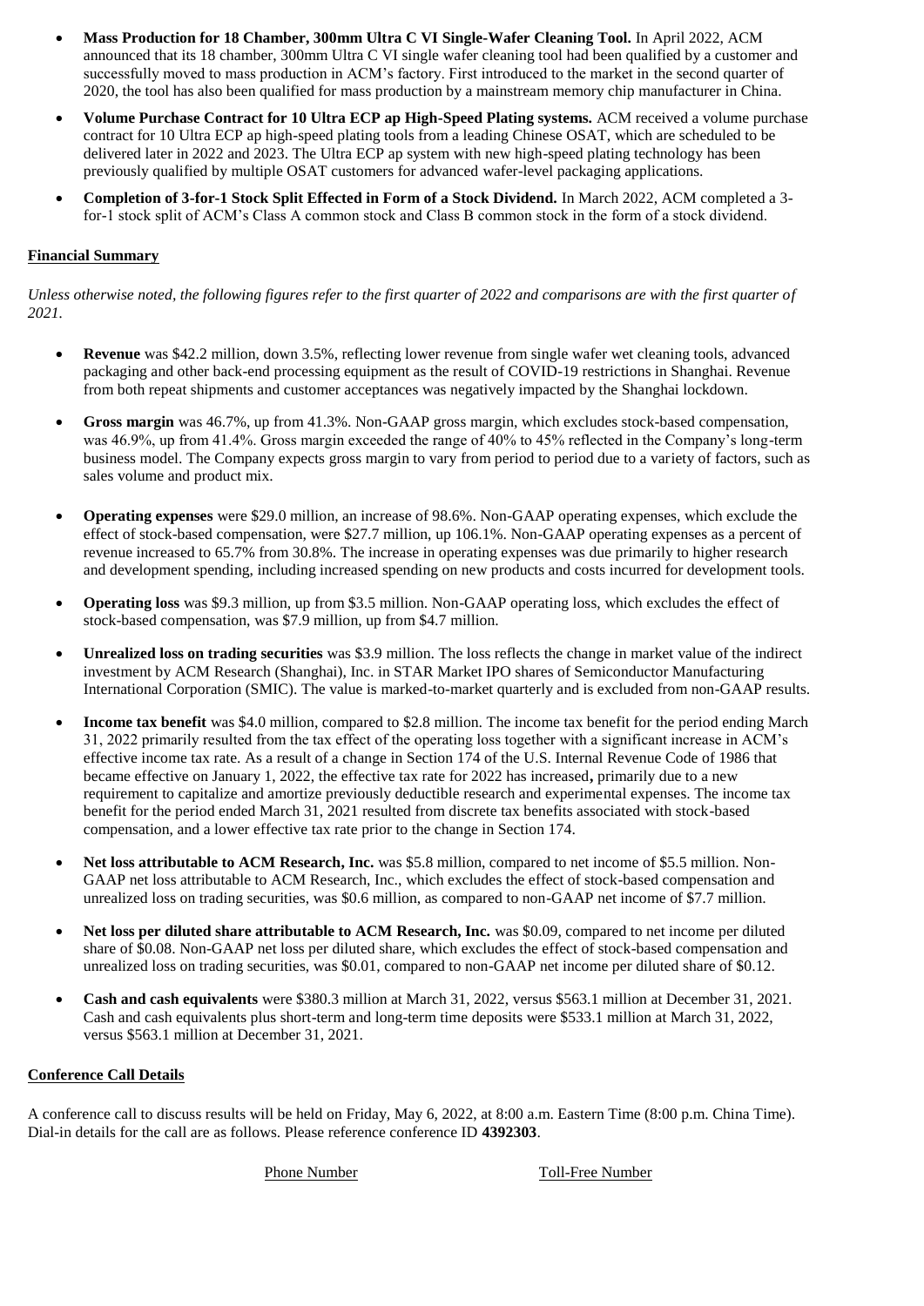- **Mass Production for 18 Chamber, 300mm Ultra C VI Single-Wafer Cleaning Tool.** In April 2022, ACM announced that its 18 chamber, 300mm Ultra C VI single wafer cleaning tool had been qualified by a customer and successfully moved to mass production in ACM's factory. First introduced to the market in the second quarter of 2020, the tool has also been qualified for mass production by a mainstream memory chip manufacturer in China.
- **Volume Purchase Contract for 10 Ultra ECP ap High-Speed Plating systems.** ACM received a volume purchase contract for 10 Ultra ECP ap high-speed plating tools from a leading Chinese OSAT, which are scheduled to be delivered later in 2022 and 2023. The Ultra ECP ap system with new high-speed plating technology has been previously qualified by multiple OSAT customers for advanced wafer-level packaging applications.
- **Completion of 3-for-1 Stock Split Effected in Form of a Stock Dividend.** In March 2022, ACM completed a 3-for-1 stock split of ACM's Class A common stock and Class B common stock in the form of a stock dividend.

**Financial Summary**

*Unless otherwise noted, the following figures refer to the first quarter of 2022 and comparisons are with the first quarter of 2021.*

- **Revenue** was $42.2 million, down 3.5%, reflecting lower revenue from single wafer wet cleaning tools, advanced packaging and other back-end processing equipment as the result of COVID-19 restrictions in Shanghai. Revenue from both repeat shipments and customer acceptances was negatively impacted by the Shanghai lockdown.
- **Gross margin** was 46.7%, up from 41.3%. Non-GAAP gross margin, which excludes stock-based compensation, was 46.9%, up from 41.4%. Gross margin exceeded the range of 40% to 45% reflected in the Company's long-term business model. The Company expects gross margin to vary from period to period due to a variety of factors, such as sales volume and product mix.
- **Operating expenses** were $29.0 million, an increase of 98.6%. Non-GAAP operating expenses, which exclude the effect of stock-based compensation, were $27.7 million, up 106.1%. Non-GAAP operating expenses as a percent of revenue increased to 65.7% from 30.8%. The increase in operating expenses was due primarily to higher research and development spending, including increased spending on new products and costs incurred for development tools.
- **Operating loss** was $9.3 million, up from $3.5 million. Non-GAAP operating loss, which excludes the effect of stock-based compensation, was $7.9 million, up from $4.7 million.
- **Unrealized loss on trading securities** was $3.9 million. The loss reflects the change in market value of the indirect investment by ACM Research (Shanghai), Inc. in STAR Market IPO shares of Semiconductor Manufacturing International Corporation (SMIC). The value is marked-to-market quarterly and is excluded from non-GAAP results.
- **Income tax benefit** was $4.0 million, compared to $2.8 million. The income tax benefit for the period ending March 31, 2022 primarily resulted from the tax effect of the operating loss together with a significant increase in ACM's effective income tax rate. As a result of a change in Section 174 of the U.S. Internal Revenue Code of 1986 that became effective on January 1, 2022, the effective tax rate for 2022 has increased**,** primarily due to a new requirement to capitalize and amortize previously deductible research and experimental expenses. The income tax benefit for the period ended March 31, 2021 resulted from discrete tax benefits associated with stock-based compensation, and a lower effective tax rate prior to the change in Section 174.
- **Net loss attributable to ACM Research, Inc.** was $5.8 million, compared to net income of $5.5 million. Non-GAAP net loss attributable to ACM Research, Inc., which excludes the effect of stock-based compensation and unrealized loss on trading securities, was $0.6 million, as compared to non-GAAP net income of $7.7 million.
- **Net loss per diluted share attributable to ACM Research, Inc.** was $0.09, compared to net income per diluted share of $0.08. Non-GAAP net loss per diluted share, which excludes the effect of stock-based compensation and unrealized loss on trading securities, was $0.01, compared to non-GAAP net income per diluted share of $0.12.
- **Cash and cash equivalents** were $380.3 million at March 31, 2022, versus $563.1 million at December 31, 2021. Cash and cash equivalents plus short-term and long-term time deposits were $533.1 million at March 31, 2022, versus $563.1 million at December 31, 2021.

**Conference Call Details**

A conference call to discuss results will be held on Friday, May 6, 2022, at 8:00 a.m. Eastern Time (8:00 p.m. China Time). Dial-in details for the call are as follows. Please reference conference ID **4392303**.

| | Phone Number | Toll-Free Number |
|---|---|---|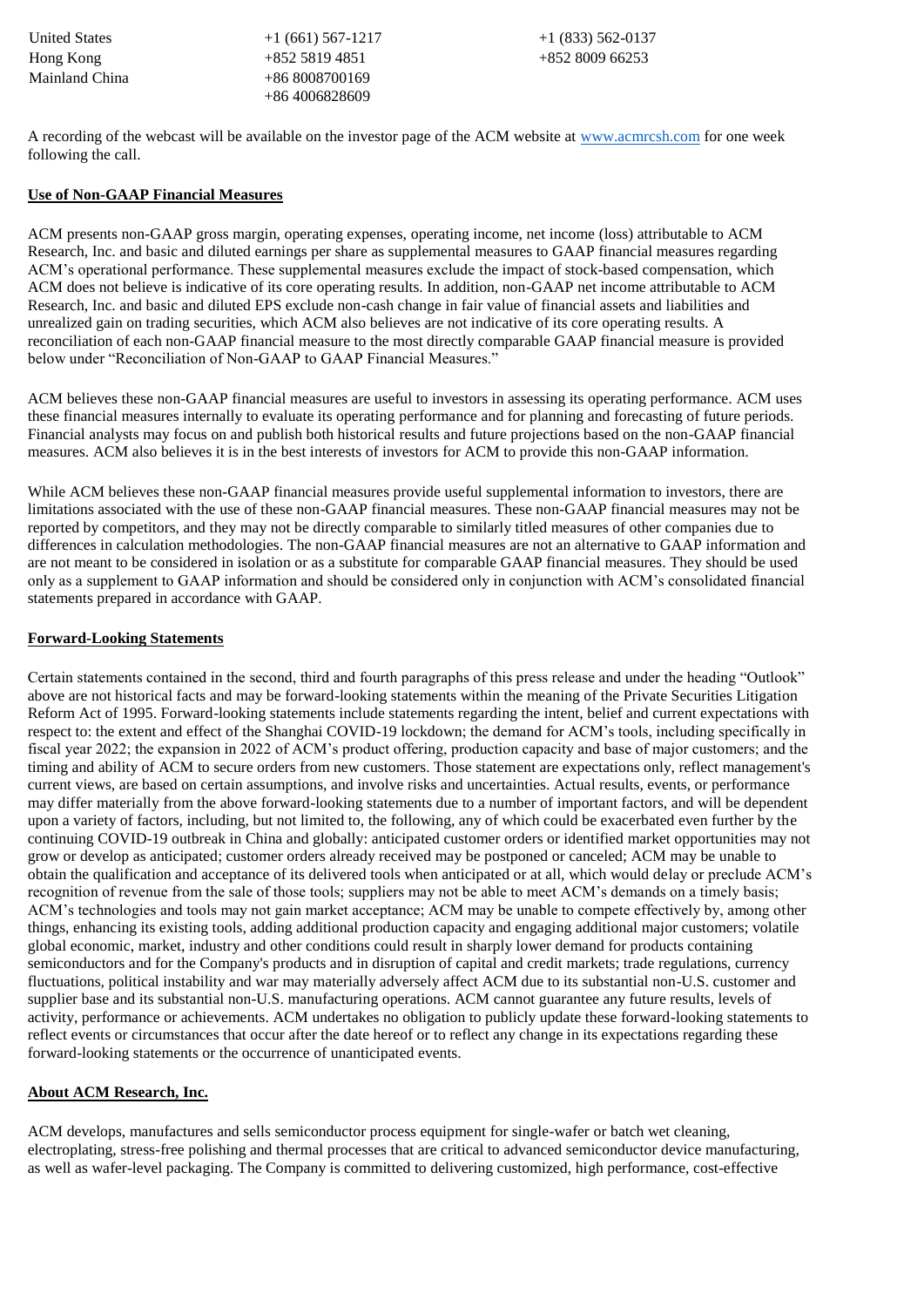| | | |
|---|---|---|
| United States | +1 (661) 567-1217 | +1 (833) 562-0137 |
| Hong Kong | +852 5819 4851 | +852 8009 66253 |
| Mainland China | +86 8008700169<br>+86 4006828609 | |

A recording of the webcast will be available on the investor page of the ACM website at www.acmrcsh.com for one week following the call.

## Use of Non-GAAP Financial Measures

ACM presents non-GAAP gross margin, operating expenses, operating income, net income (loss) attributable to ACM Research, Inc. and basic and diluted earnings per share as supplemental measures to GAAP financial measures regarding ACM's operational performance. These supplemental measures exclude the impact of stock-based compensation, which ACM does not believe is indicative of its core operating results. In addition, non-GAAP net income attributable to ACM Research, Inc. and basic and diluted EPS exclude non-cash change in fair value of financial assets and liabilities and unrealized gain on trading securities, which ACM also believes are not indicative of its core operating results. A reconciliation of each non-GAAP financial measure to the most directly comparable GAAP financial measure is provided below under "Reconciliation of Non-GAAP to GAAP Financial Measures."

ACM believes these non-GAAP financial measures are useful to investors in assessing its operating performance. ACM uses these financial measures internally to evaluate its operating performance and for planning and forecasting of future periods. Financial analysts may focus on and publish both historical results and future projections based on the non-GAAP financial measures. ACM also believes it is in the best interests of investors for ACM to provide this non-GAAP information.

While ACM believes these non-GAAP financial measures provide useful supplemental information to investors, there are limitations associated with the use of these non-GAAP financial measures. These non-GAAP financial measures may not be reported by competitors, and they may not be directly comparable to similarly titled measures of other companies due to differences in calculation methodologies. The non-GAAP financial measures are not an alternative to GAAP information and are not meant to be considered in isolation or as a substitute for comparable GAAP financial measures. They should be used only as a supplement to GAAP information and should be considered only in conjunction with ACM's consolidated financial statements prepared in accordance with GAAP.

## Forward-Looking Statements

Certain statements contained in the second, third and fourth paragraphs of this press release and under the heading "Outlook" above are not historical facts and may be forward-looking statements within the meaning of the Private Securities Litigation Reform Act of 1995. Forward-looking statements include statements regarding the intent, belief and current expectations with respect to: the extent and effect of the Shanghai COVID-19 lockdown; the demand for ACM's tools, including specifically in fiscal year 2022; the expansion in 2022 of ACM's product offering, production capacity and base of major customers; and the timing and ability of ACM to secure orders from new customers. Those statement are expectations only, reflect management's current views, are based on certain assumptions, and involve risks and uncertainties. Actual results, events, or performance may differ materially from the above forward-looking statements due to a number of important factors, and will be dependent upon a variety of factors, including, but not limited to, the following, any of which could be exacerbated even further by the continuing COVID-19 outbreak in China and globally: anticipated customer orders or identified market opportunities may not grow or develop as anticipated; customer orders already received may be postponed or canceled; ACM may be unable to obtain the qualification and acceptance of its delivered tools when anticipated or at all, which would delay or preclude ACM's recognition of revenue from the sale of those tools; suppliers may not be able to meet ACM's demands on a timely basis; ACM's technologies and tools may not gain market acceptance; ACM may be unable to compete effectively by, among other things, enhancing its existing tools, adding additional production capacity and engaging additional major customers; volatile global economic, market, industry and other conditions could result in sharply lower demand for products containing semiconductors and for the Company's products and in disruption of capital and credit markets; trade regulations, currency fluctuations, political instability and war may materially adversely affect ACM due to its substantial non-U.S. customer and supplier base and its substantial non-U.S. manufacturing operations. ACM cannot guarantee any future results, levels of activity, performance or achievements. ACM undertakes no obligation to publicly update these forward-looking statements to reflect events or circumstances that occur after the date hereof or to reflect any change in its expectations regarding these forward-looking statements or the occurrence of unanticipated events.

## About ACM Research, Inc.

ACM develops, manufactures and sells semiconductor process equipment for single-wafer or batch wet cleaning, electroplating, stress-free polishing and thermal processes that are critical to advanced semiconductor device manufacturing, as well as wafer-level packaging. The Company is committed to delivering customized, high performance, cost-effective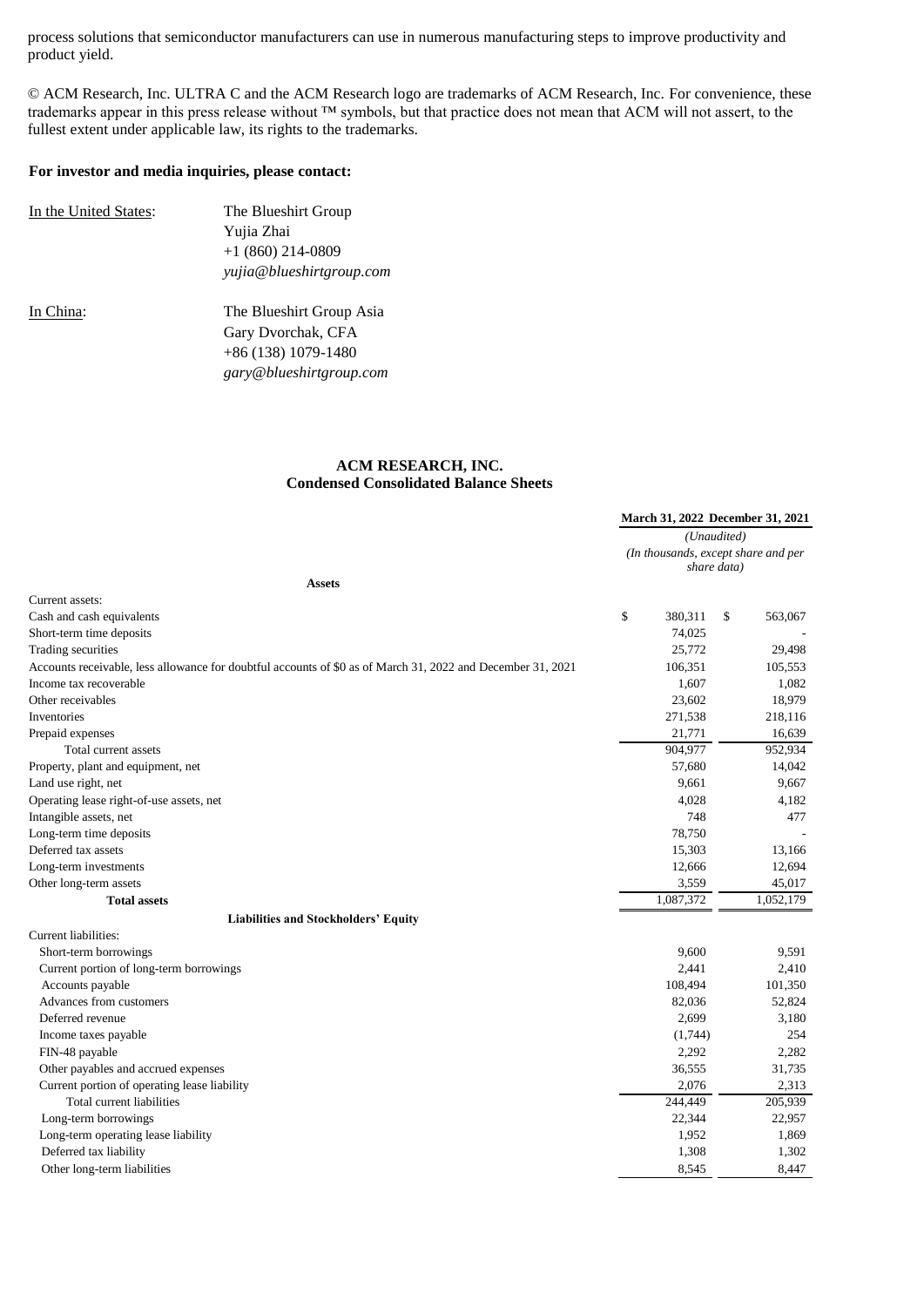process solutions that semiconductor manufacturers can use in numerous manufacturing steps to improve productivity and product yield.

© ACM Research, Inc. ULTRA C and the ACM Research logo are trademarks of ACM Research, Inc. For convenience, these trademarks appear in this press release without ™ symbols, but that practice does not mean that ACM will not assert, to the fullest extent under applicable law, its rights to the trademarks.

**For investor and media inquiries, please contact:**

In the United States: The Blueshirt Group
Yujia Zhai
+1 (860) 214-0809
*yujia@blueshirtgroup.com*

In China: The Blueshirt Group Asia
Gary Dvorchak, CFA
+86 (138) 1079-1480
*gary@blueshirtgroup.com*

**ACM RESEARCH, INC.**
**Condensed Consolidated Balance Sheets**

| | March 31, 2022 | December 31, 2021 |
|---|---|---|
| | *(Unaudited)* | |
| | *(In thousands, except share and per share data)* | |
| **Assets** | | |
| Current assets: | | |
| Cash and cash equivalents | $ 380,311 | $ 563,067 |
| Short-term time deposits | 74,025 | - |
| Trading securities | 25,772 | 29,498 |
| Accounts receivable, less allowance for doubtful accounts of $0 as of March 31, 2022 and December 31, 2021 | 106,351 | 105,553 |
| Income tax recoverable | 1,607 | 1,082 |
| Other receivables | 23,602 | 18,979 |
| Inventories | 271,538 | 218,116 |
| Prepaid expenses | 21,771 | 16,639 |
| Total current assets | 904,977 | 952,934 |
| Property, plant and equipment, net | 57,680 | 14,042 |
| Land use right, net | 9,661 | 9,667 |
| Operating lease right-of-use assets, net | 4,028 | 4,182 |
| Intangible assets, net | 748 | 477 |
| Long-term time deposits | 78,750 | - |
| Deferred tax assets | 15,303 | 13,166 |
| Long-term investments | 12,666 | 12,694 |
| Other long-term assets | 3,559 | 45,017 |
| **Total assets** | 1,087,372 | 1,052,179 |
| **Liabilities and Stockholders' Equity** | | |
| Current liabilities: | | |
| Short-term borrowings | 9,600 | 9,591 |
| Current portion of long-term borrowings | 2,441 | 2,410 |
| Accounts payable | 108,494 | 101,350 |
| Advances from customers | 82,036 | 52,824 |
| Deferred revenue | 2,699 | 3,180 |
| Income taxes payable | (1,744) | 254 |
| FIN-48 payable | 2,292 | 2,282 |
| Other payables and accrued expenses | 36,555 | 31,735 |
| Current portion of operating lease liability | 2,076 | 2,313 |
| Total current liabilities | 244,449 | 205,939 |
| Long-term borrowings | 22,344 | 22,957 |
| Long-term operating lease liability | 1,952 | 1,869 |
| Deferred tax liability | 1,308 | 1,302 |
| Other long-term liabilities | 8,545 | 8,447 |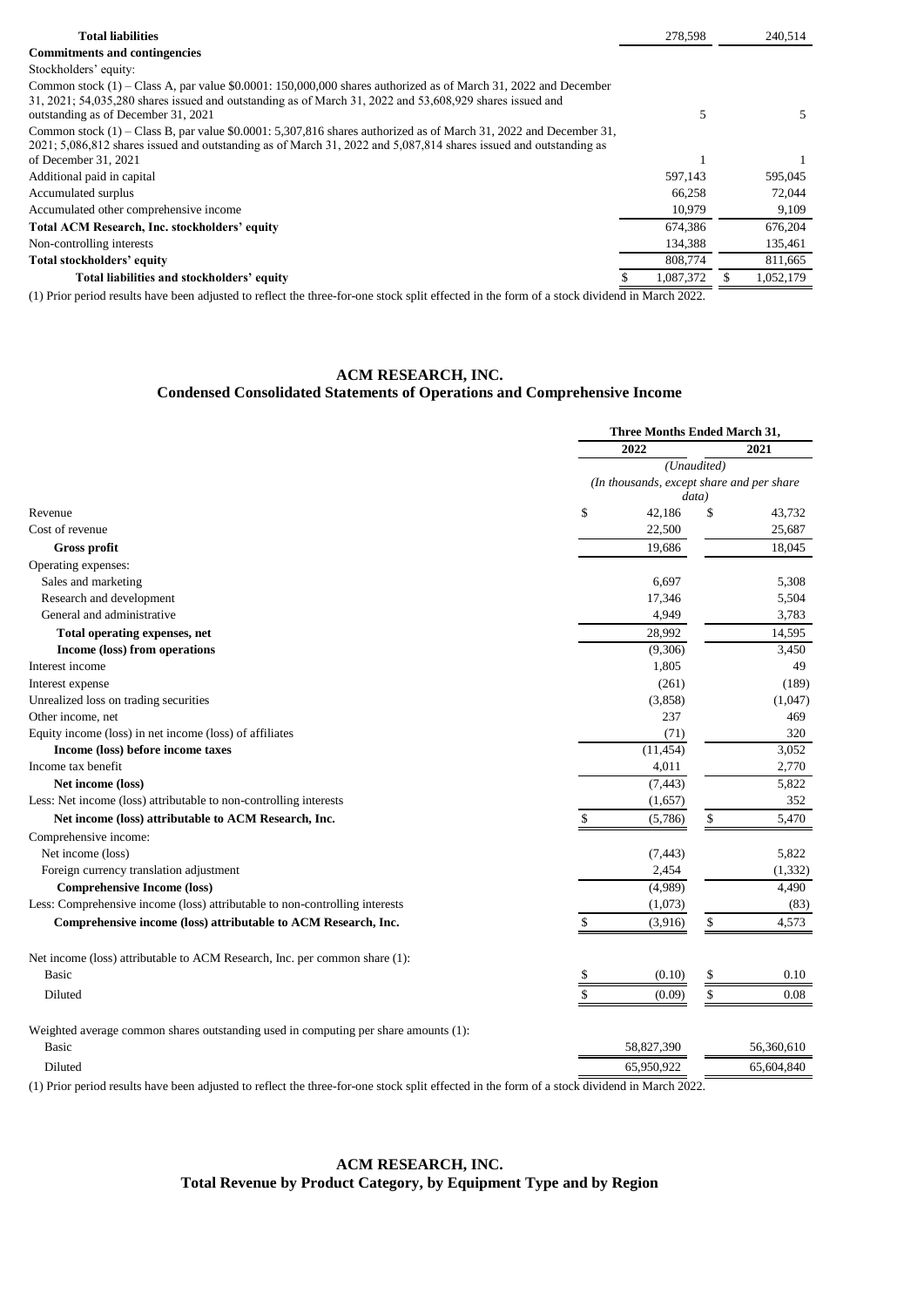| | | |
|---|---|---|
| **Total liabilities** | 278,598 | 240,514 |
| **Commitments and contingencies** | | |
| Stockholders' equity: | | |
| Common stock (1) – Class A, par value $0.0001: 150,000,000 shares authorized as of March 31, 2022 and December 31, 2021; 54,035,280 shares issued and outstanding as of March 31, 2022 and 53,608,929 shares issued and outstanding as of December 31, 2021 | 5 | 5 |
| Common stock (1) – Class B, par value $0.0001: 5,307,816 shares authorized as of March 31, 2022 and December 31, 2021; 5,086,812 shares issued and outstanding as of March 31, 2022 and 5,087,814 shares issued and outstanding as of December 31, 2021 | 1 | 1 |
| Additional paid in capital | 597,143 | 595,045 |
| Accumulated surplus | 66,258 | 72,044 |
| Accumulated other comprehensive income | 10,979 | 9,109 |
| **Total ACM Research, Inc. stockholders' equity** | 674,386 | 676,204 |
| Non-controlling interests | 134,388 | 135,461 |
| **Total stockholders' equity** | 808,774 | 811,665 |
| **Total liabilities and stockholders' equity** | $ 1,087,372 | $ 1,052,179 |

(1) Prior period results have been adjusted to reflect the three-for-one stock split effected in the form of a stock dividend in March 2022.

## ACM RESEARCH, INC.
## Condensed Consolidated Statements of Operations and Comprehensive Income

| | Three Months Ended March 31, | |
|---|---|---|
| | 2022 | 2021 |
| | *(Unaudited)* | |
| | *(In thousands, except share and per share data)* | |
| Revenue | $ 42,186 | $ 43,732 |
| Cost of revenue | 22,500 | 25,687 |
| **Gross profit** | 19,686 | 18,045 |
| Operating expenses: | | |
| Sales and marketing | 6,697 | 5,308 |
| Research and development | 17,346 | 5,504 |
| General and administrative | 4,949 | 3,783 |
| **Total operating expenses, net** | 28,992 | 14,595 |
| **Income (loss) from operations** | (9,306) | 3,450 |
| Interest income | 1,805 | 49 |
| Interest expense | (261) | (189) |
| Unrealized loss on trading securities | (3,858) | (1,047) |
| Other income, net | 237 | 469 |
| Equity income (loss) in net income (loss) of affiliates | (71) | 320 |
| **Income (loss) before income taxes** | (11,454) | 3,052 |
| Income tax benefit | 4,011 | 2,770 |
| **Net income (loss)** | (7,443) | 5,822 |
| Less: Net income (loss) attributable to non-controlling interests | (1,657) | 352 |
| **Net income (loss) attributable to ACM Research, Inc.** | $ (5,786) | $ 5,470 |
| Comprehensive income: | | |
| Net income (loss) | (7,443) | 5,822 |
| Foreign currency translation adjustment | 2,454 | (1,332) |
| **Comprehensive Income (loss)** | (4,989) | 4,490 |
| Less: Comprehensive income (loss) attributable to non-controlling interests | (1,073) | (83) |
| **Comprehensive income (loss) attributable to ACM Research, Inc.** | $ (3,916) | $ 4,573 |
| | | |
| Net income (loss) attributable to ACM Research, Inc. per common share (1): | | |
| Basic | $ (0.10) | $ 0.10 |
| Diluted | $ (0.09) | $ 0.08 |
| | | |
| Weighted average common shares outstanding used in computing per share amounts (1): | | |
| Basic | 58,827,390 | 56,360,610 |
| Diluted | 65,950,922 | 65,604,840 |

(1) Prior period results have been adjusted to reflect the three-for-one stock split effected in the form of a stock dividend in March 2022.

## ACM RESEARCH, INC.
## Total Revenue by Product Category, by Equipment Type and by Region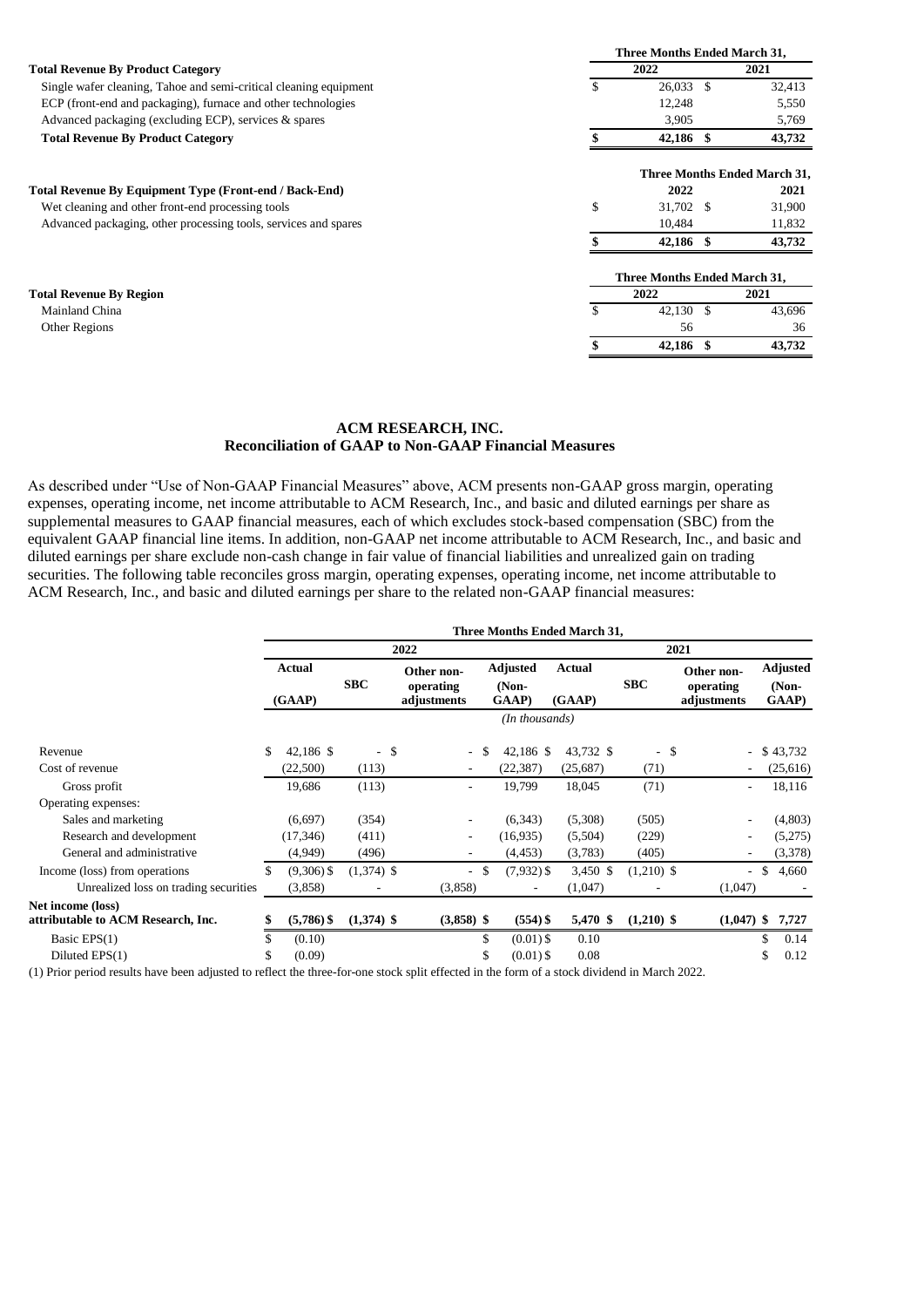| Total Revenue By Product Category | Three Months Ended March 31, | |
|---|---|---|
| | 2022 | 2021 |
| Single wafer cleaning, Tahoe and semi-critical cleaning equipment | $ 26,033 | $ 32,413 |
| ECP (front-end and packaging), furnace and other technologies | 12,248 | 5,550 |
| Advanced packaging (excluding ECP), services & spares | 3,905 | 5,769 |
| **Total Revenue By Product Category** | **$ 42,186** | **$ 43,732** |

| Total Revenue By Equipment Type (Front-end / Back-End) | Three Months Ended March 31, | |
|---|---|---|
| | 2022 | 2021 |
| Wet cleaning and other front-end processing tools | $ 31,702 | $ 31,900 |
| Advanced packaging, other processing tools, services and spares | 10,484 | 11,832 |
| | **$ 42,186** | **$ 43,732** |

| Total Revenue By Region | Three Months Ended March 31, | |
|---|---|---|
| | 2022 | 2021 |
| Mainland China | $ 42,130 | $ 43,696 |
| Other Regions | 56 | 36 |
| | **$ 42,186** | **$ 43,732** |

## ACM RESEARCH, INC.
## Reconciliation of GAAP to Non-GAAP Financial Measures

As described under "Use of Non-GAAP Financial Measures" above, ACM presents non-GAAP gross margin, operating expenses, operating income, net income attributable to ACM Research, Inc., and basic and diluted earnings per share as supplemental measures to GAAP financial measures, each of which excludes stock-based compensation (SBC) from the equivalent GAAP financial line items. In addition, non-GAAP net income attributable to ACM Research, Inc., and basic and diluted earnings per share exclude non-cash change in fair value of financial liabilities and unrealized gain on trading securities. The following table reconciles gross margin, operating expenses, operating income, net income attributable to ACM Research, Inc., and basic and diluted earnings per share to the related non-GAAP financial measures:

| | Three Months Ended March 31, | | | | | | | |
|---|---|---|---|---|---|---|---|---|
| | 2022 | | | | 2021 | | | |
| | Actual (GAAP) | SBC | Other non-operating adjustments | Adjusted (Non-GAAP) | Actual (GAAP) | SBC | Other non-operating adjustments | Adjusted (Non-GAAP) |
| | *(In thousands)* | | | | | | | |
| Revenue | $ 42,186 | $ - | $ - | $ 42,186 | $ 43,732 | $ - | $ - | $ 43,732 |
| Cost of revenue | (22,500) | (113) | - | (22,387) | (25,687) | (71) | - | (25,616) |
| Gross profit | 19,686 | (113) | - | 19,799 | 18,045 | (71) | - | 18,116 |
| Operating expenses: | | | | | | | | |
| Sales and marketing | (6,697) | (354) | - | (6,343) | (5,308) | (505) | - | (4,803) |
| Research and development | (17,346) | (411) | - | (16,935) | (5,504) | (229) | - | (5,275) |
| General and administrative | (4,949) | (496) | - | (4,453) | (3,783) | (405) | - | (3,378) |
| Income (loss) from operations | $ (9,306) | $ (1,374) | $ - | $ (7,932) | $ 3,450 | $ (1,210) | $ - | $ 4,660 |
| Unrealized loss on trading securities | (3,858) | - | (3,858) | - | (1,047) | - | (1,047) | - |
| **Net income (loss) attributable to ACM Research, Inc.** | **$ (5,786)** | **$ (1,374)** | **$ (3,858)** | **$ (554)** | **$ 5,470** | **$ (1,210)** | **$ (1,047)** | **$ 7,727** |
| Basic EPS(1) | $ (0.10) | | | $ (0.01) | $ 0.10 | | | $ 0.14 |
| Diluted EPS(1) | $ (0.09) | | | $ (0.01) | $ 0.08 | | | $ 0.12 |

(1) Prior period results have been adjusted to reflect the three-for-one stock split effected in the form of a stock dividend in March 2022.